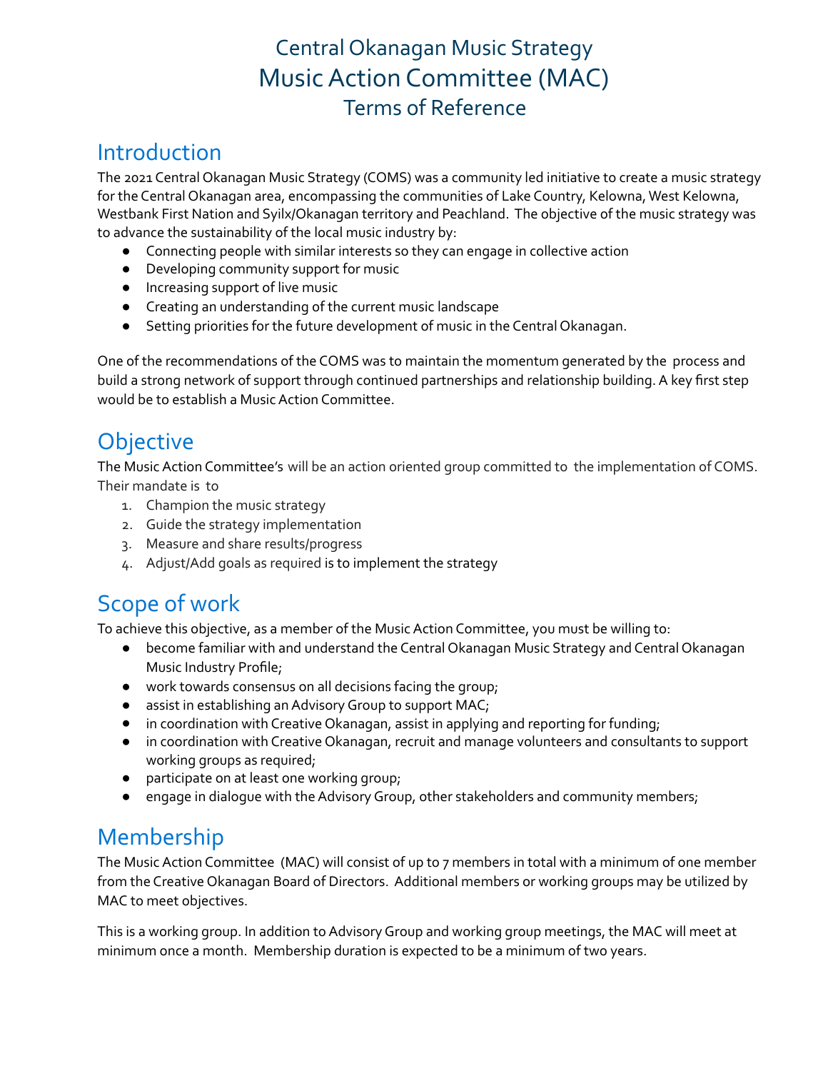# Central Okanagan Music Strategy
# Music Action Committee (MAC)
# Terms of Reference

## Introduction

The 2021 Central Okanagan Music Strategy (COMS) was a community led initiative to create a music strategy for the Central Okanagan area, encompassing the communities of Lake Country, Kelowna, West Kelowna, Westbank First Nation and Syilx/Okanagan territory and Peachland. The objective of the music strategy was to advance the sustainability of the local music industry by:

- Connecting people with similar interests so they can engage in collective action
- Developing community support for music
- Increasing support of live music
- Creating an understanding of the current music landscape
- Setting priorities for the future development of music in the Central Okanagan.

One of the recommendations of the COMS was to maintain the momentum generated by the process and build a strong network of support through continued partnerships and relationship building. A key first step would be to establish a Music Action Committee.

## Objective

The Music Action Committee's will be an action oriented group committed to the implementation of COMS. Their mandate is to

1. Champion the music strategy
2. Guide the strategy implementation
3. Measure and share results/progress
4. Adjust/Add goals as required is to implement the strategy

## Scope of work

To achieve this objective, as a member of the Music Action Committee, you must be willing to:

- become familiar with and understand the Central Okanagan Music Strategy and Central Okanagan Music Industry Profile;
- work towards consensus on all decisions facing the group;
- assist in establishing an Advisory Group to support MAC;
- in coordination with Creative Okanagan, assist in applying and reporting for funding;
- in coordination with Creative Okanagan, recruit and manage volunteers and consultants to support working groups as required;
- participate on at least one working group;
- engage in dialogue with the Advisory Group, other stakeholders and community members;

## Membership

The Music Action Committee (MAC) will consist of up to 7 members in total with a minimum of one member from the Creative Okanagan Board of Directors. Additional members or working groups may be utilized by MAC to meet objectives.

This is a working group. In addition to Advisory Group and working group meetings, the MAC will meet at minimum once a month. Membership duration is expected to be a minimum of two years.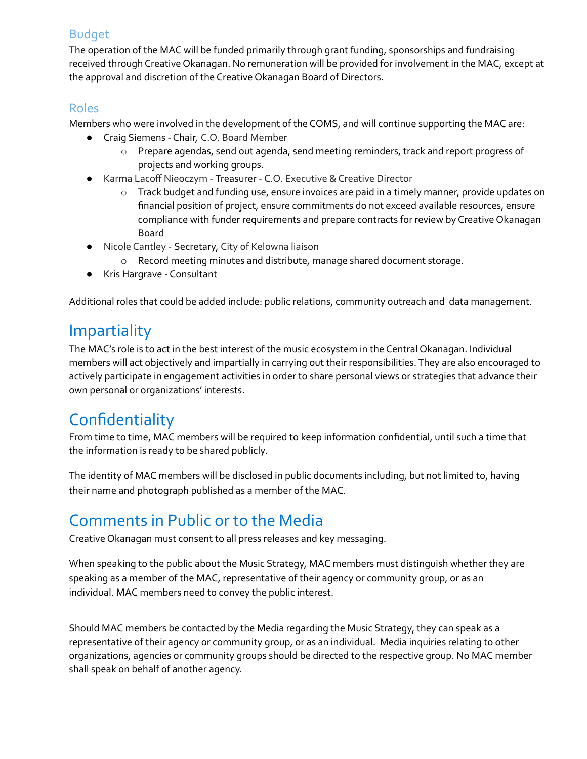### Budget

The operation of the MAC will be funded primarily through grant funding, sponsorships and fundraising received through Creative Okanagan. No remuneration will be provided for involvement in the MAC, except at the approval and discretion of the Creative Okanagan Board of Directors.

### Roles

Members who were involved in the development of the COMS, and will continue supporting the MAC are:

- Craig Siemens - Chair, C.O. Board Member
  - Prepare agendas, send out agenda, send meeting reminders, track and report progress of projects and working groups.
- Karma Lacoff Nieoczym - Treasurer - C.O. Executive & Creative Director
  - Track budget and funding use, ensure invoices are paid in a timely manner, provide updates on financial position of project, ensure commitments do not exceed available resources, ensure compliance with funder requirements and prepare contracts for review by Creative Okanagan Board
- Nicole Cantley - Secretary, City of Kelowna liaison
  - Record meeting minutes and distribute, manage shared document storage.
- Kris Hargrave - Consultant

Additional roles that could be added include: public relations, community outreach and data management.

## Impartiality

The MAC's role is to act in the best interest of the music ecosystem in the Central Okanagan. Individual members will act objectively and impartially in carrying out their responsibilities. They are also encouraged to actively participate in engagement activities in order to share personal views or strategies that advance their own personal or organizations' interests.

## Confidentiality

From time to time, MAC members will be required to keep information confidential, until such a time that the information is ready to be shared publicly.

The identity of MAC members will be disclosed in public documents including, but not limited to, having their name and photograph published as a member of the MAC.

## Comments in Public or to the Media

Creative Okanagan must consent to all press releases and key messaging.

When speaking to the public about the Music Strategy, MAC members must distinguish whether they are speaking as a member of the MAC, representative of their agency or community group, or as an individual. MAC members need to convey the public interest.

Should MAC members be contacted by the Media regarding the Music Strategy, they can speak as a representative of their agency or community group, or as an individual. Media inquiries relating to other organizations, agencies or community groups should be directed to the respective group. No MAC member shall speak on behalf of another agency.